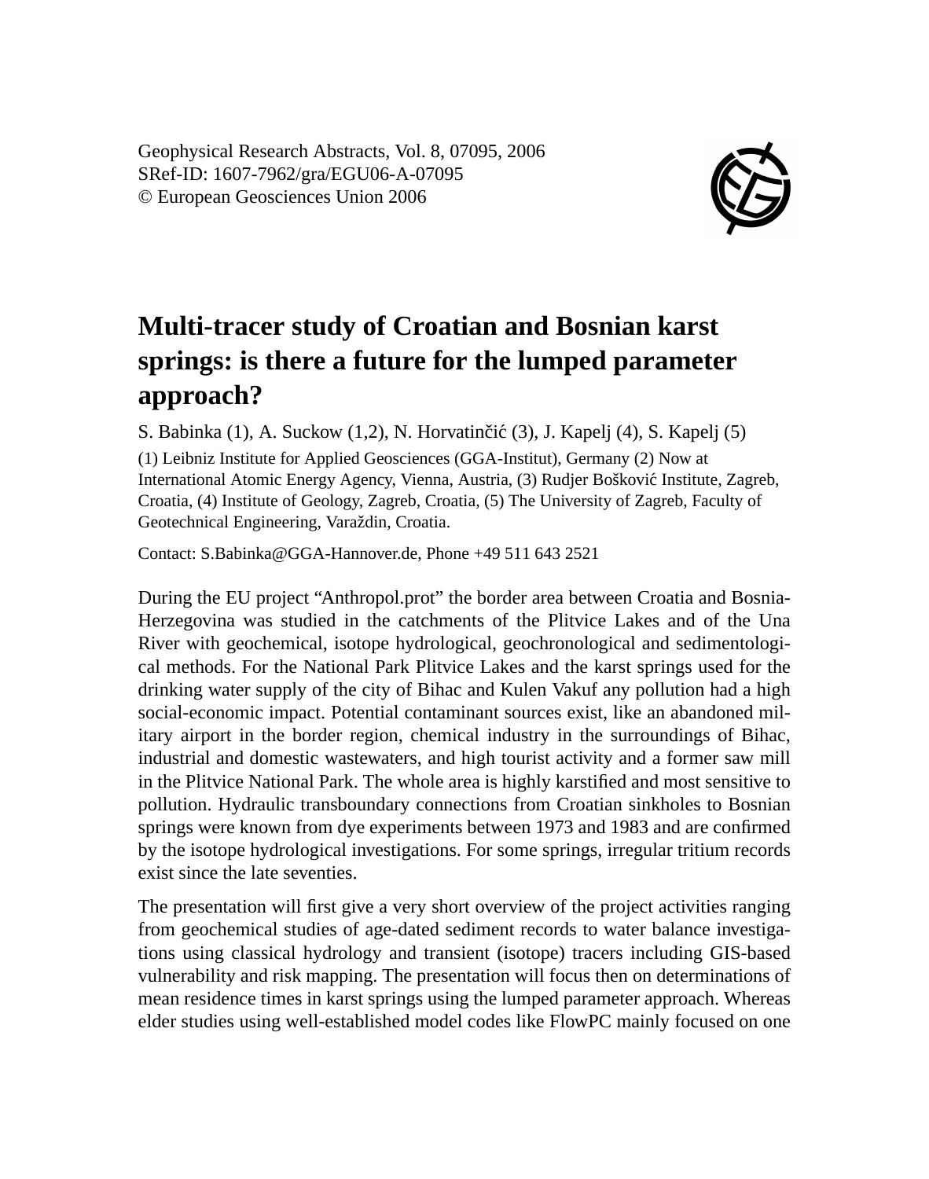Geophysical Research Abstracts, Vol. 8, 07095, 2006
SRef-ID: 1607-7962/gra/EGU06-A-07095
© European Geosciences Union 2006

# Multi-tracer study of Croatian and Bosnian karst springs: is there a future for the lumped parameter approach?

S. Babinka (1), A. Suckow (1,2), N. Horvatinčić (3), J. Kapelj (4), S. Kapelj (5)

(1) Leibniz Institute for Applied Geosciences (GGA-Institut), Germany (2) Now at International Atomic Energy Agency, Vienna, Austria, (3) Rudjer Bošković Institute, Zagreb, Croatia, (4) Institute of Geology, Zagreb, Croatia, (5) The University of Zagreb, Faculty of Geotechnical Engineering, Varaždin, Croatia.

Contact: S.Babinka@GGA-Hannover.de, Phone +49 511 643 2521

During the EU project "Anthropol.prot" the border area between Croatia and Bosnia-Herzegovina was studied in the catchments of the Plitvice Lakes and of the Una River with geochemical, isotope hydrological, geochronological and sedimentological methods. For the National Park Plitvice Lakes and the karst springs used for the drinking water supply of the city of Bihac and Kulen Vakuf any pollution had a high social-economic impact. Potential contaminant sources exist, like an abandoned military airport in the border region, chemical industry in the surroundings of Bihac, industrial and domestic wastewaters, and high tourist activity and a former saw mill in the Plitvice National Park. The whole area is highly karstified and most sensitive to pollution. Hydraulic transboundary connections from Croatian sinkholes to Bosnian springs were known from dye experiments between 1973 and 1983 and are confirmed by the isotope hydrological investigations. For some springs, irregular tritium records exist since the late seventies.

The presentation will first give a very short overview of the project activities ranging from geochemical studies of age-dated sediment records to water balance investigations using classical hydrology and transient (isotope) tracers including GIS-based vulnerability and risk mapping. The presentation will focus then on determinations of mean residence times in karst springs using the lumped parameter approach. Whereas elder studies using well-established model codes like FlowPC mainly focused on one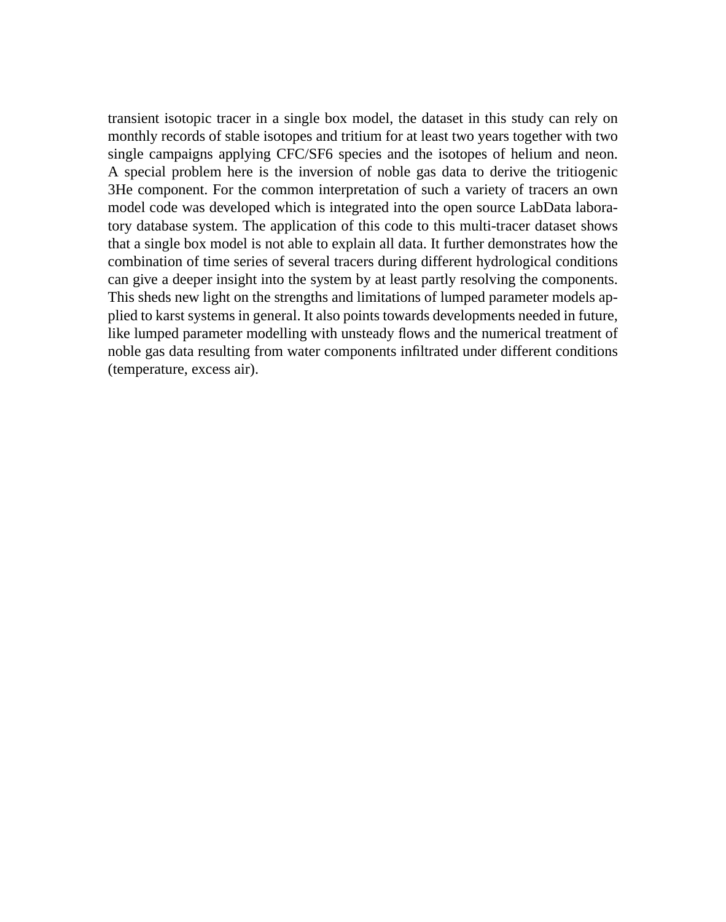transient isotopic tracer in a single box model, the dataset in this study can rely on monthly records of stable isotopes and tritium for at least two years together with two single campaigns applying CFC/SF6 species and the isotopes of helium and neon. A special problem here is the inversion of noble gas data to derive the tritiogenic 3He component. For the common interpretation of such a variety of tracers an own model code was developed which is integrated into the open source LabData laboratory database system. The application of this code to this multi-tracer dataset shows that a single box model is not able to explain all data. It further demonstrates how the combination of time series of several tracers during different hydrological conditions can give a deeper insight into the system by at least partly resolving the components. This sheds new light on the strengths and limitations of lumped parameter models applied to karst systems in general. It also points towards developments needed in future, like lumped parameter modelling with unsteady flows and the numerical treatment of noble gas data resulting from water components infiltrated under different conditions (temperature, excess air).